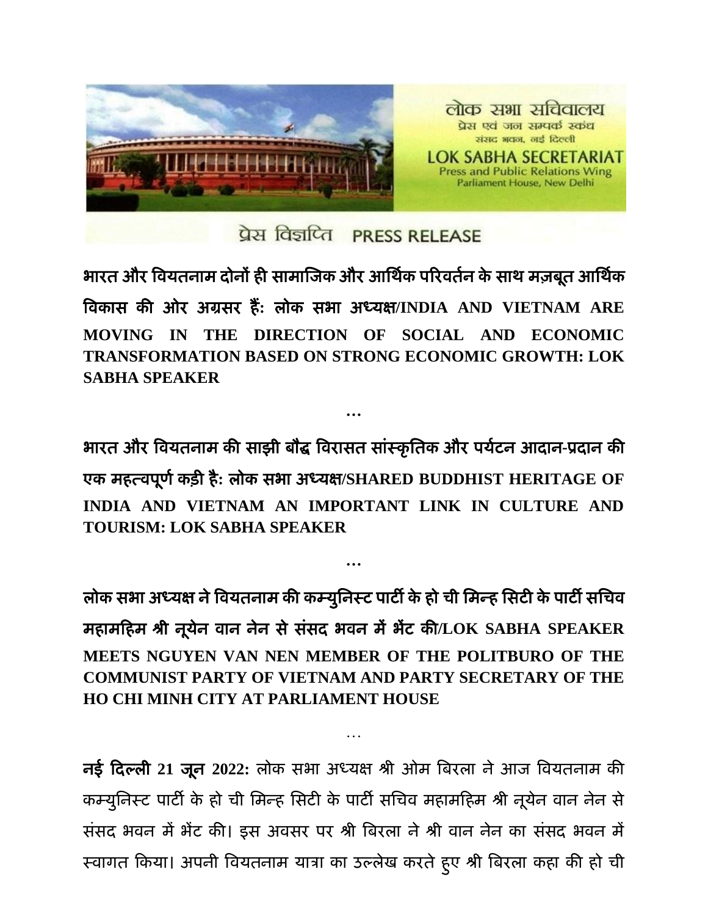लोक सभा सचिवालय
प्रेस एवं जन सम्पर्क स्कंध
संसद भवन, नई दिल्ली

LOK SABHA SECRETARIAT
Press and Public Relations Wing
Parliament House, New Delhi

प्रेस विज्ञप्ति PRESS RELEASE

**भारत और वियतनाम दोनों ही सामाजिक और आर्थिक परिवर्तन के साथ मज़बूत आर्थिक विकास की ओर अग्रसर हैं: लोक सभा अध्यक्ष/INDIA AND VIETNAM ARE MOVING IN THE DIRECTION OF SOCIAL AND ECONOMIC TRANSFORMATION BASED ON STRONG ECONOMIC GROWTH: LOK SABHA SPEAKER**

…

**भारत और वियतनाम की साझी बौद्ध विरासत सांस्कृतिक और पर्यटन आदान-प्रदान की एक महत्वपूर्ण कड़ी है: लोक सभा अध्यक्ष/SHARED BUDDHIST HERITAGE OF INDIA AND VIETNAM AN IMPORTANT LINK IN CULTURE AND TOURISM: LOK SABHA SPEAKER**

…

**लोक सभा अध्यक्ष ने वियतनाम की कम्युनिस्ट पार्टी के हो ची मिन्ह सिटी के पार्टी सचिव महामहिम श्री नूयेन वान नेन से संसद भवन में भेंट की/LOK SABHA SPEAKER MEETS NGUYEN VAN NEN MEMBER OF THE POLITBURO OF THE COMMUNIST PARTY OF VIETNAM AND PARTY SECRETARY OF THE HO CHI MINH CITY AT PARLIAMENT HOUSE**

…

**नई दिल्ली 21 जून 2022:** लोक सभा अध्यक्ष श्री ओम बिरला ने आज वियतनाम की कम्युनिस्ट पार्टी के हो ची मिन्ह सिटी के पार्टी सचिव महामहिम श्री नूयेन वान नेन से संसद भवन में भेंट की। इस अवसर पर श्री बिरला ने श्री वान नेन का संसद भवन में स्वागत किया। अपनी वियतनाम यात्रा का उल्लेख करते हुए श्री बिरला कहा की हो ची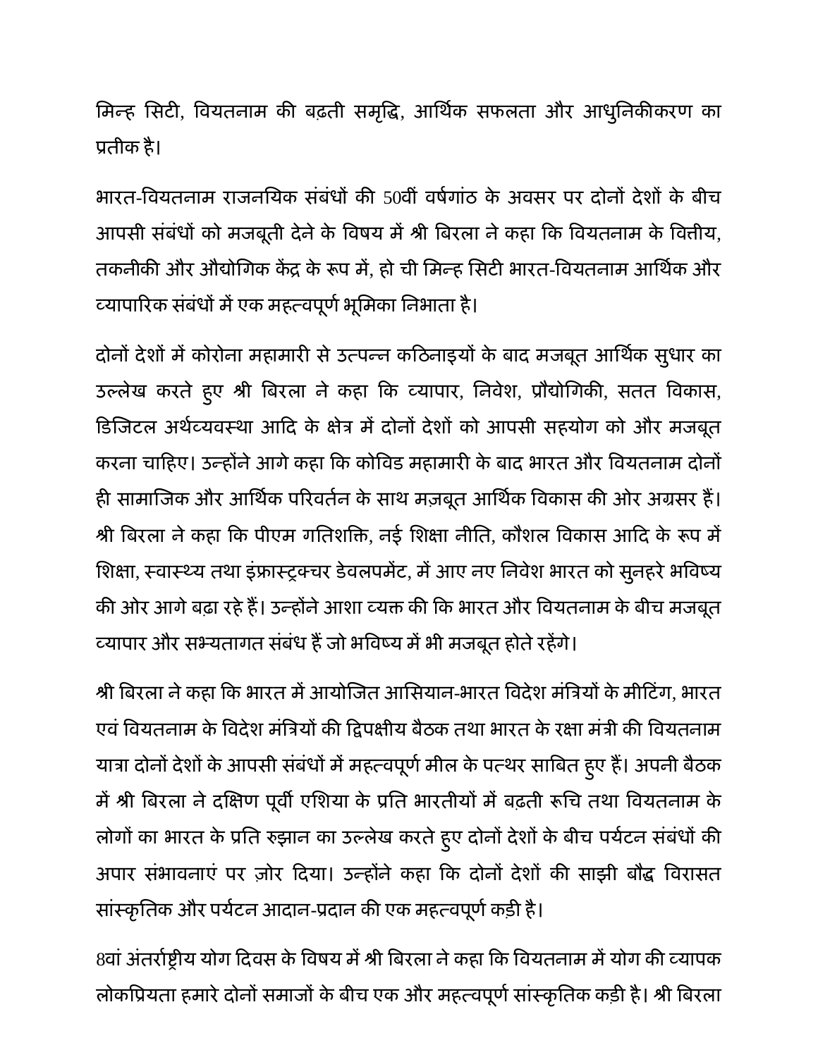मिन्ह सिटी, वियतनाम की बढ़ती समृद्धि, आर्थिक सफलता और आधुनिकीकरण का प्रतीक है।

भारत-वियतनाम राजनयिक संबंधों की 50वीं वर्षगांठ के अवसर पर दोनों देशों के बीच आपसी संबंधों को मजबूती देने के विषय में श्री बिरला ने कहा कि वियतनाम के वित्तीय, तकनीकी और औद्योगिक केंद्र के रूप में, हो ची मिन्ह सिटी भारत-वियतनाम आर्थिक और व्यापारिक संबंधों में एक महत्वपूर्ण भूमिका निभाता है।

दोनों देशों में कोरोना महामारी से उत्पन्न कठिनाइयों के बाद मजबूत आर्थिक सुधार का उल्लेख करते हुए श्री बिरला ने कहा कि व्यापार, निवेश, प्रौद्योगिकी, सतत विकास, डिजिटल अर्थव्यवस्था आदि के क्षेत्र में दोनों देशों को आपसी सहयोग को और मजबूत करना चाहिए। उन्होंने आगे कहा कि कोविड महामारी के बाद भारत और वियतनाम दोनों ही सामाजिक और आर्थिक परिवर्तन के साथ मज़बूत आर्थिक विकास की ओर अग्रसर हैं। श्री बिरला ने कहा कि पीएम गतिशक्ति, नई शिक्षा नीति, कौशल विकास आदि के रूप में शिक्षा, स्वास्थ्य तथा इंफ्रास्ट्रक्चर डेवलपमेंट, में आए नए निवेश भारत को सुनहरे भविष्य की ओर आगे बढ़ा रहे हैं। उन्होंने आशा व्यक्त की कि भारत और वियतनाम के बीच मजबूत व्यापार और सभ्यतागत संबंध हैं जो भविष्य में भी मजबूत होते रहेंगे।

श्री बिरला ने कहा कि भारत में आयोजित आसियान-भारत विदेश मंत्रियों के मीटिंग, भारत एवं वियतनाम के विदेश मंत्रियों की द्विपक्षीय बैठक तथा भारत के रक्षा मंत्री की वियतनाम यात्रा दोनों देशों के आपसी संबंधों में महत्वपूर्ण मील के पत्थर साबित हुए हैं। अपनी बैठक में श्री बिरला ने दक्षिण पूर्वी एशिया के प्रति भारतीयों में बढ़ती रूचि तथा वियतनाम के लोगों का भारत के प्रति रुझान का उल्लेख करते हुए दोनों देशों के बीच पर्यटन संबंधों की अपार संभावनाएं पर ज़ोर दिया। उन्होंने कहा कि दोनों देशों की साझी बौद्ध विरासत सांस्कृतिक और पर्यटन आदान-प्रदान की एक महत्वपूर्ण कड़ी है।

8वां अंतर्राष्ट्रीय योग दिवस के विषय में श्री बिरला ने कहा कि वियतनाम में योग की व्यापक लोकप्रियता हमारे दोनों समाजों के बीच एक और महत्वपूर्ण सांस्कृतिक कड़ी है। श्री बिरला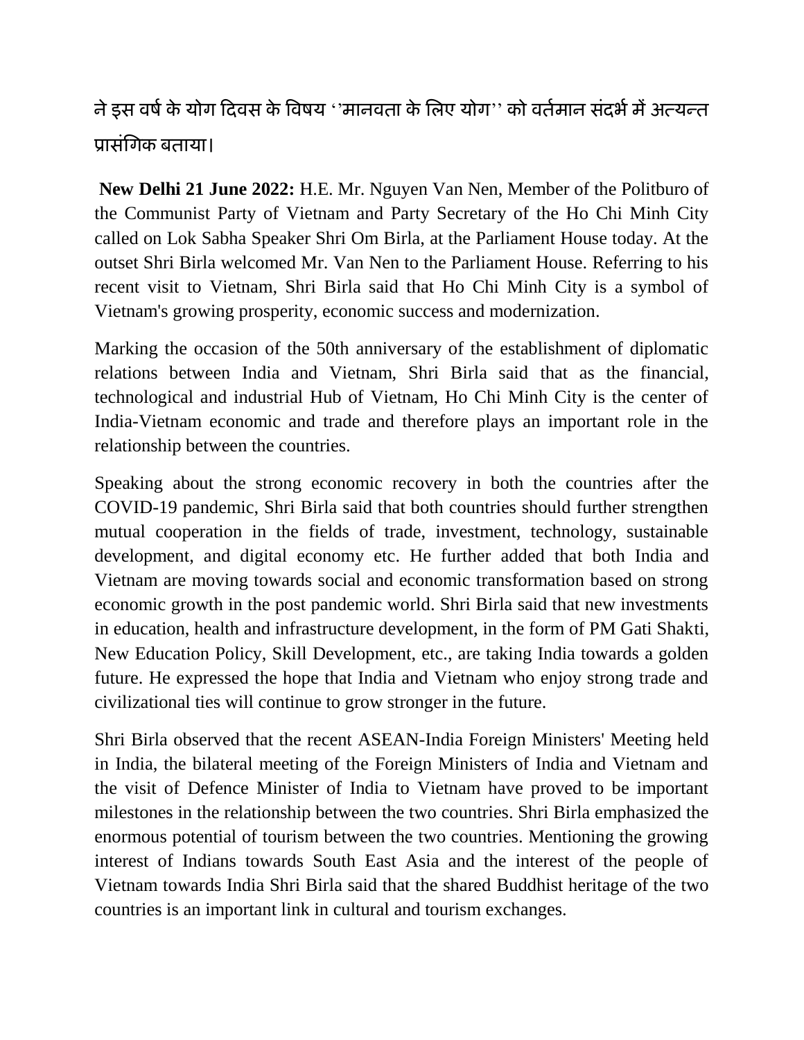ने इस वर्ष के योग दिवस के विषय ''मानवता के लिए योग'' को वर्तमान संदर्भ में अत्यन्त प्रासंगिक बताया।

**New Delhi 21 June 2022:** H.E. Mr. Nguyen Van Nen, Member of the Politburo of the Communist Party of Vietnam and Party Secretary of the Ho Chi Minh City called on Lok Sabha Speaker Shri Om Birla, at the Parliament House today. At the outset Shri Birla welcomed Mr. Van Nen to the Parliament House. Referring to his recent visit to Vietnam, Shri Birla said that Ho Chi Minh City is a symbol of Vietnam's growing prosperity, economic success and modernization.

Marking the occasion of the 50th anniversary of the establishment of diplomatic relations between India and Vietnam, Shri Birla said that as the financial, technological and industrial Hub of Vietnam, Ho Chi Minh City is the center of India-Vietnam economic and trade and therefore plays an important role in the relationship between the countries.

Speaking about the strong economic recovery in both the countries after the COVID-19 pandemic, Shri Birla said that both countries should further strengthen mutual cooperation in the fields of trade, investment, technology, sustainable development, and digital economy etc. He further added that both India and Vietnam are moving towards social and economic transformation based on strong economic growth in the post pandemic world. Shri Birla said that new investments in education, health and infrastructure development, in the form of PM Gati Shakti, New Education Policy, Skill Development, etc., are taking India towards a golden future. He expressed the hope that India and Vietnam who enjoy strong trade and civilizational ties will continue to grow stronger in the future.

Shri Birla observed that the recent ASEAN-India Foreign Ministers' Meeting held in India, the bilateral meeting of the Foreign Ministers of India and Vietnam and the visit of Defence Minister of India to Vietnam have proved to be important milestones in the relationship between the two countries. Shri Birla emphasized the enormous potential of tourism between the two countries. Mentioning the growing interest of Indians towards South East Asia and the interest of the people of Vietnam towards India Shri Birla said that the shared Buddhist heritage of the two countries is an important link in cultural and tourism exchanges.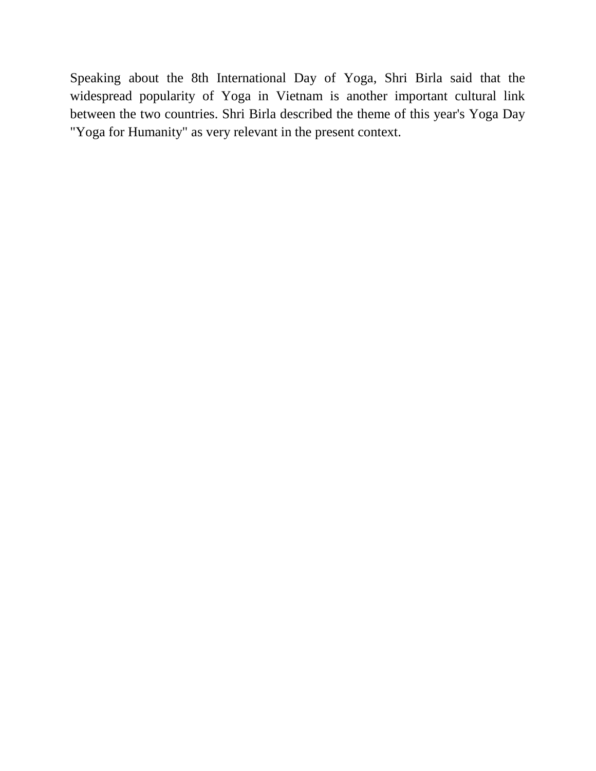Speaking about the 8th International Day of Yoga, Shri Birla said that the widespread popularity of Yoga in Vietnam is another important cultural link between the two countries. Shri Birla described the theme of this year's Yoga Day "Yoga for Humanity" as very relevant in the present context.